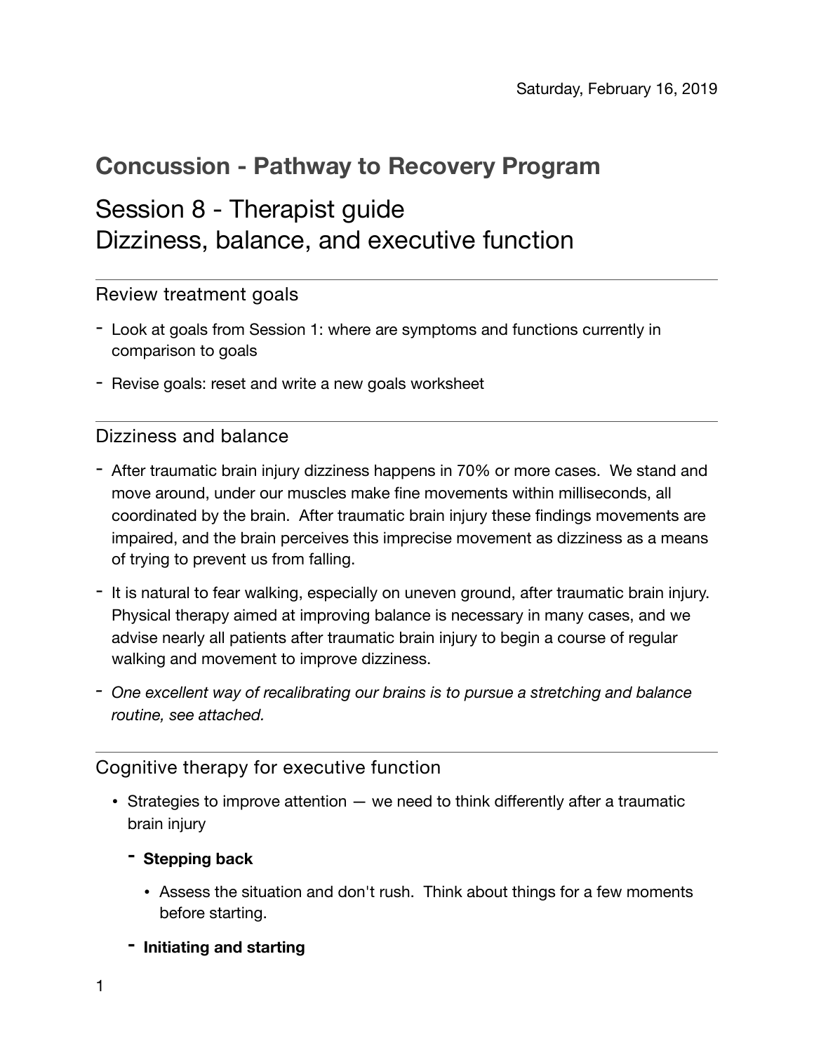Saturday, February 16, 2019

# Concussion - Pathway to Recovery Program

## Session 8 - Therapist guide
## Dizziness, balance, and executive function

---

### Review treatment goals

- Look at goals from Session 1: where are symptoms and functions currently in comparison to goals
- Revise goals: reset and write a new goals worksheet

---

### Dizziness and balance

- After traumatic brain injury dizziness happens in 70% or more cases. We stand and move around, under our muscles make fine movements within milliseconds, all coordinated by the brain. After traumatic brain injury these findings movements are impaired, and the brain perceives this imprecise movement as dizziness as a means of trying to prevent us from falling.
- It is natural to fear walking, especially on uneven ground, after traumatic brain injury. Physical therapy aimed at improving balance is necessary in many cases, and we advise nearly all patients after traumatic brain injury to begin a course of regular walking and movement to improve dizziness.
- *One excellent way of recalibrating our brains is to pursue a stretching and balance routine, see attached.*

---

### Cognitive therapy for executive function

- Strategies to improve attention — we need to think differently after a traumatic brain injury
  - **Stepping back**
    - Assess the situation and don't rush. Think about things for a few moments before starting.
  - **Initiating and starting**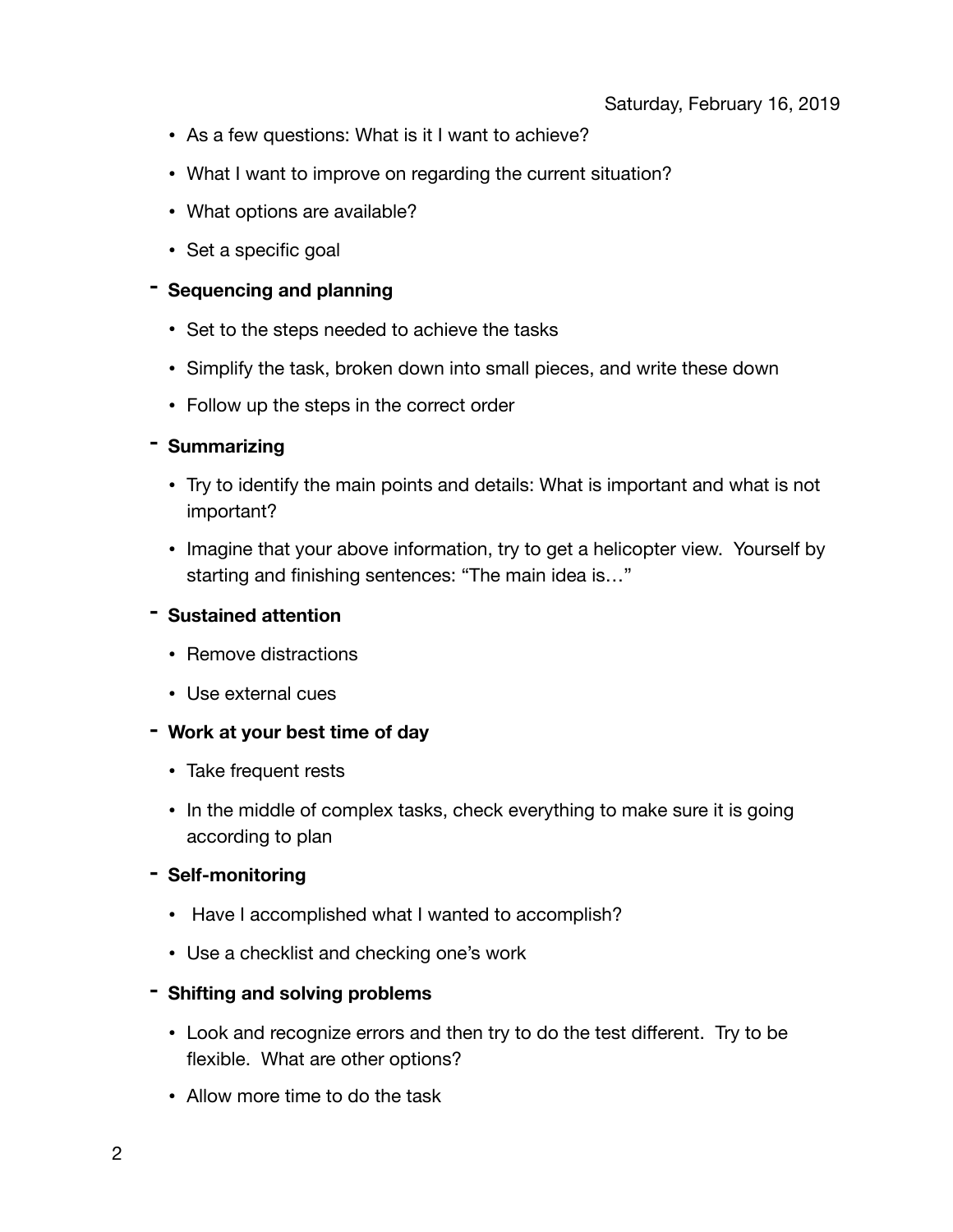- As a few questions: What is it I want to achieve?
- What I want to improve on regarding the current situation?
- What options are available?
- Set a specific goal

- **Sequencing and planning**
  - Set to the steps needed to achieve the tasks
  - Simplify the task, broken down into small pieces, and write these down
  - Follow up the steps in the correct order

- **Summarizing**
  - Try to identify the main points and details: What is important and what is not important?
  - Imagine that your above information, try to get a helicopter view.  Yourself by starting and finishing sentences: "The main idea is…"

- **Sustained attention**
  - Remove distractions
  - Use external cues

- **Work at your best time of day**
  - Take frequent rests
  - In the middle of complex tasks, check everything to make sure it is going according to plan

- **Self-monitoring**
  - Have I accomplished what I wanted to accomplish?
  - Use a checklist and checking one's work

- **Shifting and solving problems**
  - Look and recognize errors and then try to do the test different.  Try to be flexible.  What are other options?
  - Allow more time to do the task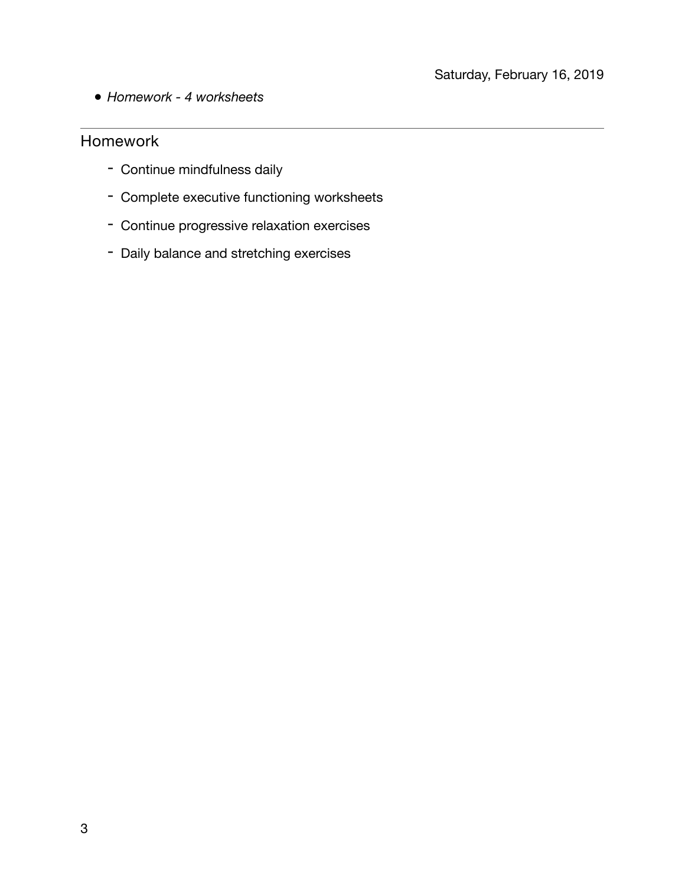Saturday, February 16, 2019

- *Homework - 4 worksheets*

---

## Homework

- Continue mindfulness daily
- Complete executive functioning worksheets
- Continue progressive relaxation exercises
- Daily balance and stretching exercises